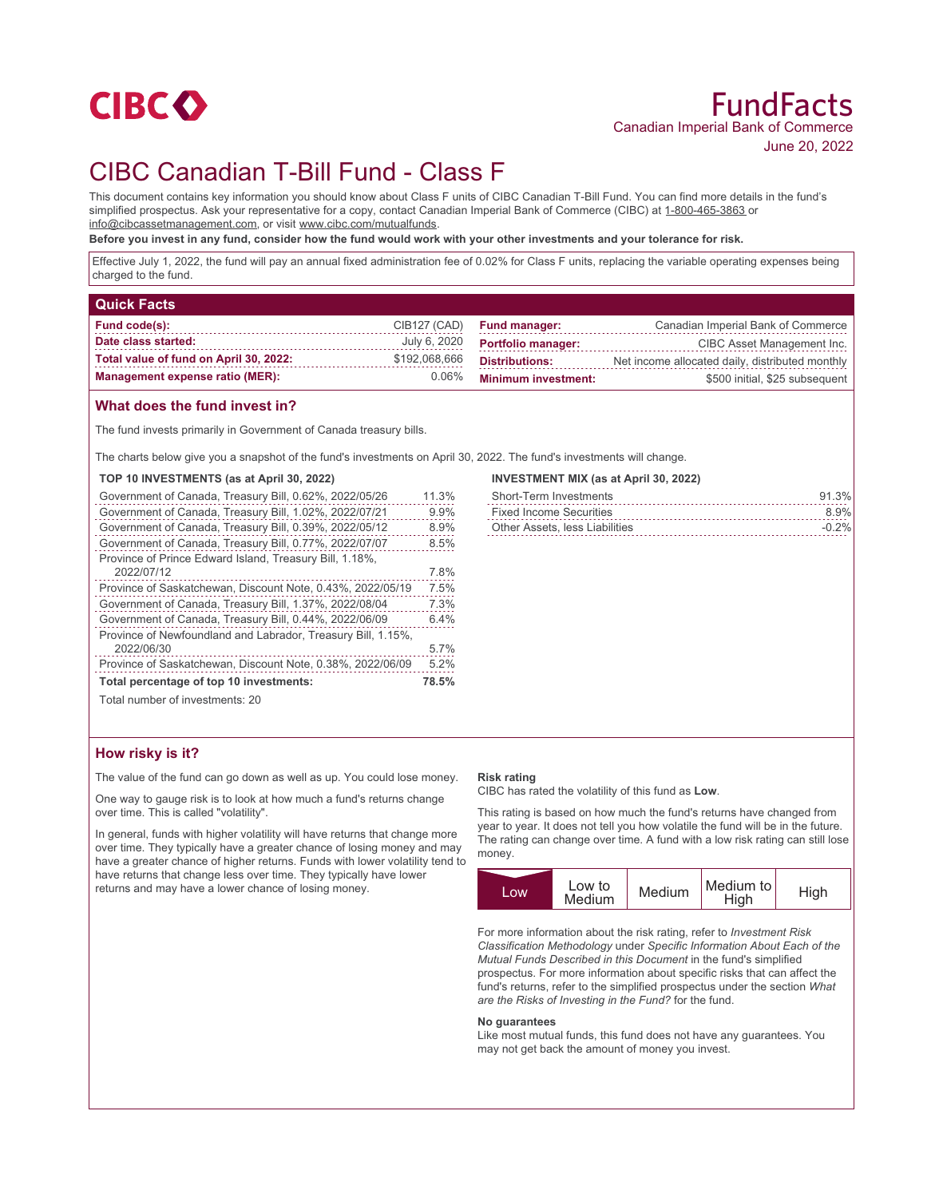CIBC

# FundFacts

Canadian Imperial Bank of Commerce

June 20, 2022

# CIBC Canadian T-Bill Fund - Class F

This document contains key information you should know about Class F units of CIBC Canadian T-Bill Fund. You can find more details in the fund's simplified prospectus. Ask your representative for a copy, contact Canadian Imperial Bank of Commerce (CIBC) at 1-800-465-3863 or info@cibcassetmanagement.com, or visit www.cibc.com/mutualfunds.

**Before you invest in any fund, consider how the fund would work with your other investments and your tolerance for risk.**

Effective July 1, 2022, the fund will pay an annual fixed administration fee of 0.02% for Class F units, replacing the variable operating expenses being charged to the fund.

## Quick Facts

| | | | |
|---|---|---|---|
| **Fund code(s):** | CIB127 (CAD) | **Fund manager:** | Canadian Imperial Bank of Commerce |
| **Date class started:** | July 6, 2020 | **Portfolio manager:** | CIBC Asset Management Inc. |
| **Total value of fund on April 30, 2022:** | $192,068,666 | **Distributions:** | Net income allocated daily, distributed monthly |
| **Management expense ratio (MER):** | 0.06% | **Minimum investment:** | $500 initial, $25 subsequent |

## What does the fund invest in?

The fund invests primarily in Government of Canada treasury bills.

The charts below give you a snapshot of the fund's investments on April 30, 2022. The fund's investments will change.

**TOP 10 INVESTMENTS (as at April 30, 2022)**

| | |
|---|---|
| Government of Canada, Treasury Bill, 0.62%, 2022/05/26 | 11.3% |
| Government of Canada, Treasury Bill, 1.02%, 2022/07/21 | 9.9% |
| Government of Canada, Treasury Bill, 0.39%, 2022/05/12 | 8.9% |
| Government of Canada, Treasury Bill, 0.77%, 2022/07/07 | 8.5% |
| Province of Prince Edward Island, Treasury Bill, 1.18%, 2022/07/12 | 7.8% |
| Province of Saskatchewan, Discount Note, 0.43%, 2022/05/19 | 7.5% |
| Government of Canada, Treasury Bill, 1.37%, 2022/08/04 | 7.3% |
| Government of Canada, Treasury Bill, 0.44%, 2022/06/09 | 6.4% |
| Province of Newfoundland and Labrador, Treasury Bill, 1.15%, 2022/06/30 | 5.7% |
| Province of Saskatchewan, Discount Note, 0.38%, 2022/06/09 | 5.2% |
| **Total percentage of top 10 investments:** | **78.5%** |

Total number of investments: 20

**INVESTMENT MIX (as at April 30, 2022)**

| | |
|---|---|
| Short-Term Investments | 91.3% |
| Fixed Income Securities | 8.9% |
| Other Assets, less Liabilities | -0.2% |

## How risky is it?

The value of the fund can go down as well as up. You could lose money.

One way to gauge risk is to look at how much a fund's returns change over time. This is called "volatility".

In general, funds with higher volatility will have returns that change more over time. They typically have a greater chance of losing money and may have a greater chance of higher returns. Funds with lower volatility tend to have returns that change less over time. They typically have lower returns and may have a lower chance of losing money.

**Risk rating**

CIBC has rated the volatility of this fund as **Low**.

This rating is based on how much the fund's returns have changed from year to year. It does not tell you how volatile the fund will be in the future. The rating can change over time. A fund with a low risk rating can still lose money.

| **Low** | Low to Medium | Medium | Medium to High | High |
|---|---|---|---|---|

For more information about the risk rating, refer to *Investment Risk Classification Methodology* under *Specific Information About Each of the Mutual Funds Described in this Document* in the fund's simplified prospectus. For more information about specific risks that can affect the fund's returns, refer to the simplified prospectus under the section *What are the Risks of Investing in the Fund?* for the fund.

**No guarantees**

Like most mutual funds, this fund does not have any guarantees. You may not get back the amount of money you invest.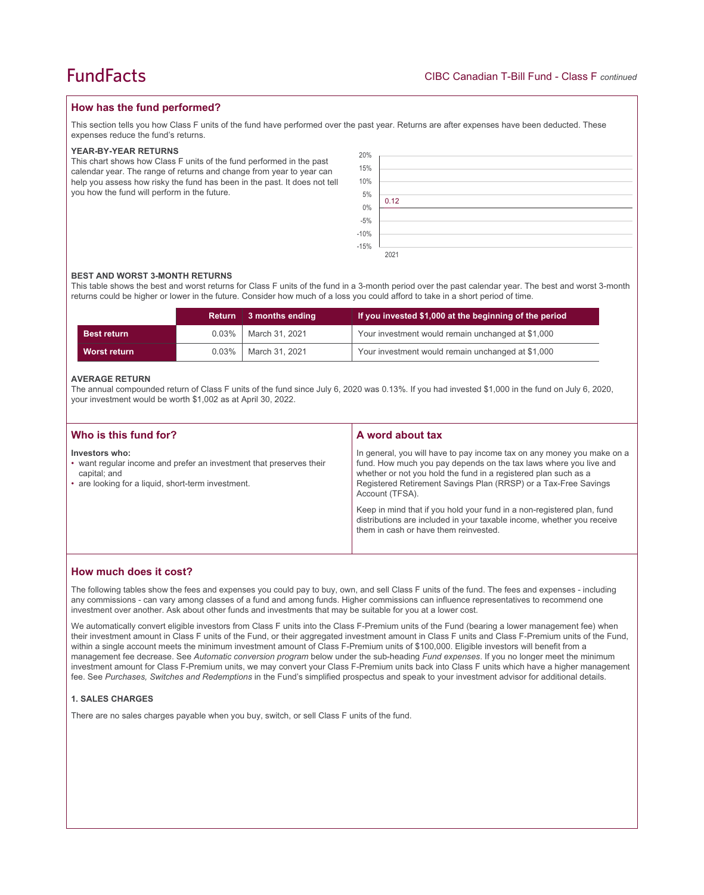## How has the fund performed?

This section tells you how Class F units of the fund have performed over the past year. Returns are after expenses have been deducted. These expenses reduce the fund's returns.

**YEAR-BY-YEAR RETURNS**

This chart shows how Class F units of the fund performed in the past calendar year. The range of returns and change from year to year can help you assess how risky the fund has been in the past. It does not tell you how the fund will perform in the future.

| Year | Return (%) |
|---|---|
| 2021 | 0.12 |

**BEST AND WORST 3-MONTH RETURNS**

This table shows the best and worst returns for Class F units of the fund in a 3-month period over the past calendar year. The best and worst 3-month returns could be higher or lower in the future. Consider how much of a loss you could afford to take in a short period of time.

| | Return | 3 months ending | If you invested $1,000 at the beginning of the period |
|---|---|---|---|
| **Best return** | 0.03% | March 31, 2021 | Your investment would remain unchanged at $1,000 |
| **Worst return** | 0.03% | March 31, 2021 | Your investment would remain unchanged at $1,000 |

**AVERAGE RETURN**

The annual compounded return of Class F units of the fund since July 6, 2020 was 0.13%. If you had invested $1,000 in the fund on July 6, 2020, your investment would be worth $1,002 as at April 30, 2022.

## Who is this fund for?

**Investors who:**

- want regular income and prefer an investment that preserves their capital; and
- are looking for a liquid, short-term investment.

## A word about tax

In general, you will have to pay income tax on any money you make on a fund. How much you pay depends on the tax laws where you live and whether or not you hold the fund in a registered plan such as a Registered Retirement Savings Plan (RRSP) or a Tax-Free Savings Account (TFSA).

Keep in mind that if you hold your fund in a non-registered plan, fund distributions are included in your taxable income, whether you receive them in cash or have them reinvested.

## How much does it cost?

The following tables show the fees and expenses you could pay to buy, own, and sell Class F units of the fund. The fees and expenses - including any commissions - can vary among classes of a fund and among funds. Higher commissions can influence representatives to recommend one investment over another. Ask about other funds and investments that may be suitable for you at a lower cost.

We automatically convert eligible investors from Class F units into the Class F-Premium units of the Fund (bearing a lower management fee) when their investment amount in Class F units of the Fund, or their aggregated investment amount in Class F units and Class F-Premium units of the Fund, within a single account meets the minimum investment amount of Class F-Premium units of $100,000. Eligible investors will benefit from a management fee decrease. See *Automatic conversion program* below under the sub-heading *Fund expenses*. If you no longer meet the minimum investment amount for Class F-Premium units, we may convert your Class F-Premium units back into Class F units which have a higher management fee. See *Purchases, Switches and Redemptions* in the Fund's simplified prospectus and speak to your investment advisor for additional details.

**1. SALES CHARGES**

There are no sales charges payable when you buy, switch, or sell Class F units of the fund.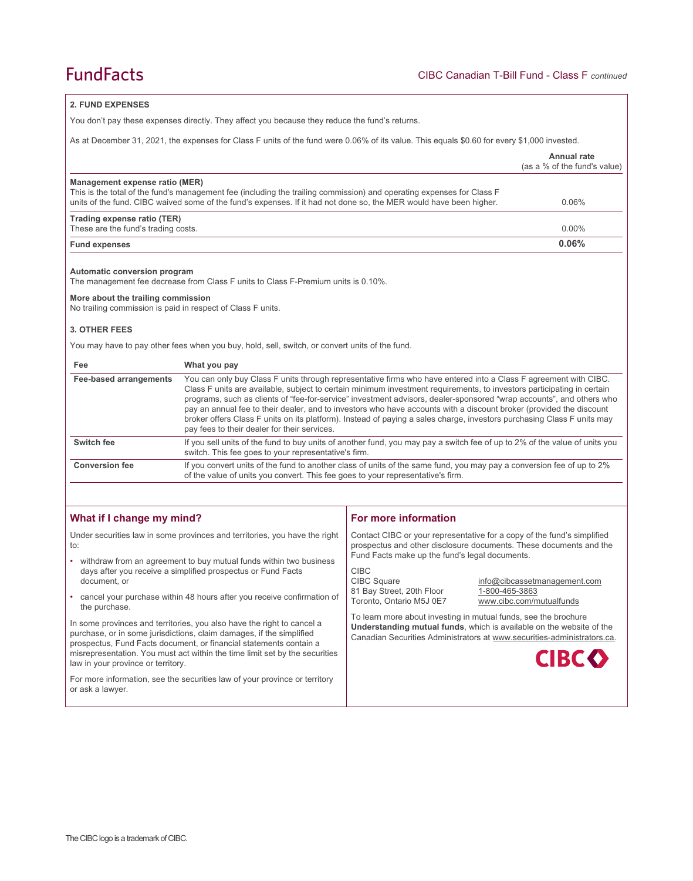## 2. FUND EXPENSES

You don't pay these expenses directly. They affect you because they reduce the fund's returns.

As at December 31, 2021, the expenses for Class F units of the fund were 0.06% of its value. This equals $0.60 for every $1,000 invested.

| | Annual rate (as a % of the fund's value) |
|---|---|
| **Management expense ratio (MER)**<br>This is the total of the fund's management fee (including the trailing commission) and operating expenses for Class F units of the fund. CIBC waived some of the fund's expenses. If it had not done so, the MER would have been higher. | 0.06% |
| **Trading expense ratio (TER)**<br>These are the fund's trading costs. | 0.00% |
| **Fund expenses** | **0.06%** |

**Automatic conversion program**
The management fee decrease from Class F units to Class F-Premium units is 0.10%.

**More about the trailing commission**
No trailing commission is paid in respect of Class F units.

## 3. OTHER FEES

You may have to pay other fees when you buy, hold, sell, switch, or convert units of the fund.

| Fee | What you pay |
|---|---|
| **Fee-based arrangements** | You can only buy Class F units through representative firms who have entered into a Class F agreement with CIBC. Class F units are available, subject to certain minimum investment requirements, to investors participating in certain programs, such as clients of "fee-for-service" investment advisors, dealer-sponsored "wrap accounts", and others who pay an annual fee to their dealer, and to investors who have accounts with a discount broker (provided the discount broker offers Class F units on its platform). Instead of paying a sales charge, investors purchasing Class F units may pay fees to their dealer for their services. |
| **Switch fee** | If you sell units of the fund to buy units of another fund, you may pay a switch fee of up to 2% of the value of units you switch. This fee goes to your representative's firm. |
| **Conversion fee** | If you convert units of the fund to another class of units of the same fund, you may pay a conversion fee of up to 2% of the value of units you convert. This fee goes to your representative's firm. |

## What if I change my mind?

Under securities law in some provinces and territories, you have the right to:

- withdraw from an agreement to buy mutual funds within two business days after you receive a simplified prospectus or Fund Facts document, or
- cancel your purchase within 48 hours after you receive confirmation of the purchase.

In some provinces and territories, you also have the right to cancel a purchase, or in some jurisdictions, claim damages, if the simplified prospectus, Fund Facts document, or financial statements contain a misrepresentation. You must act within the time limit set by the securities law in your province or territory.

For more information, see the securities law of your province or territory or ask a lawyer.

## For more information

Contact CIBC or your representative for a copy of the fund's simplified prospectus and other disclosure documents. These documents and the Fund Facts make up the fund's legal documents.

CIBC
CIBC Square
81 Bay Street, 20th Floor
Toronto, Ontario M5J 0E7

info@cibcassetmanagement.com
1-800-465-3863
www.cibc.com/mutualfunds

To learn more about investing in mutual funds, see the brochure **Understanding mutual funds**, which is available on the website of the Canadian Securities Administrators at www.securities-administrators.ca.

The CIBC logo is a trademark of CIBC.